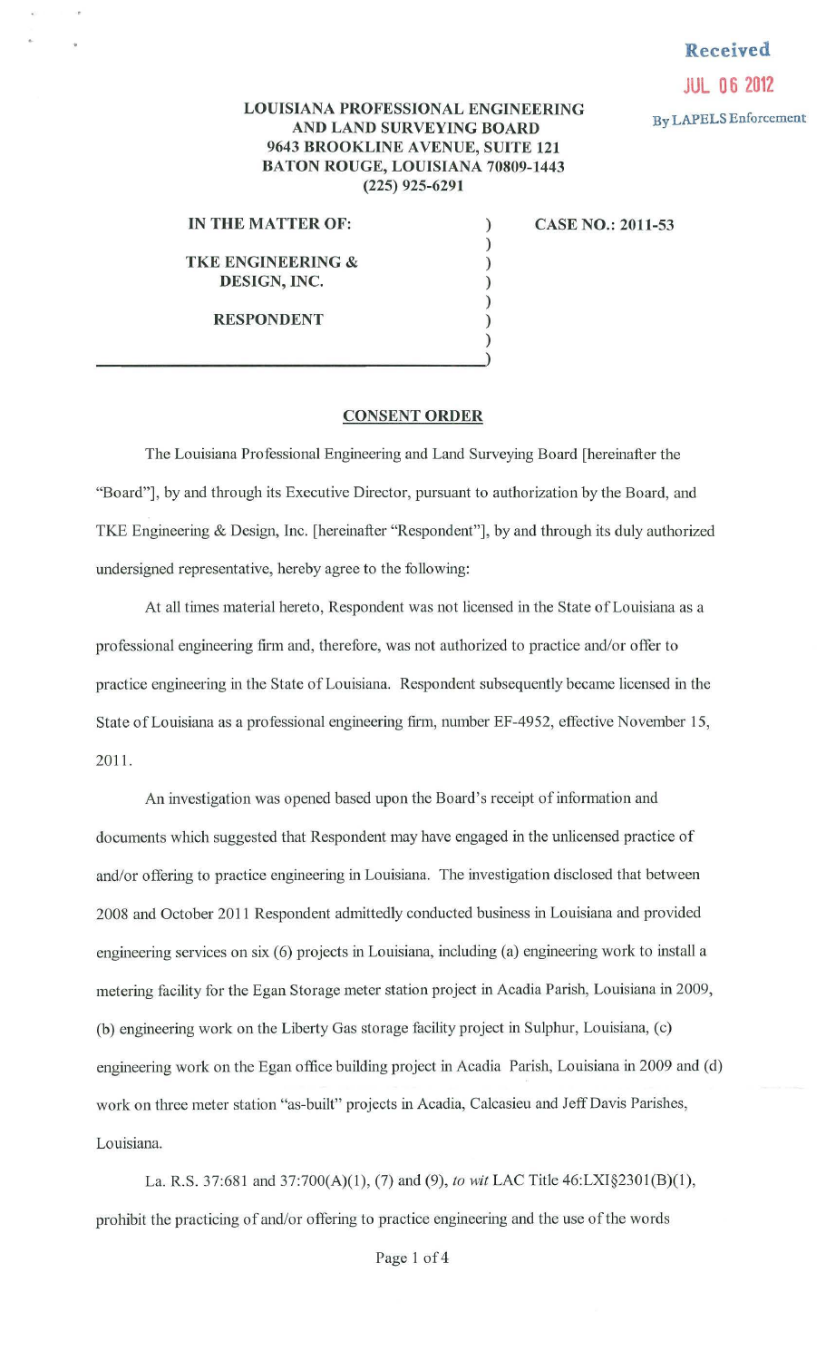Received
JUL 06 2012
By LAPELS Enforcement

**LOUISIANA PROFESSIONAL ENGINEERING AND LAND SURVEYING BOARD**
**9643 BROOKLINE AVENUE, SUITE 121**
**BATON ROUGE, LOUISIANA 70809-1443**
**(225) 925-6291**

**IN THE MATTER OF:**

**TKE ENGINEERING & DESIGN, INC.**

**RESPONDENT**

**CASE NO.: 2011-53**

## CONSENT ORDER

The Louisiana Professional Engineering and Land Surveying Board [hereinafter the "Board"], by and through its Executive Director, pursuant to authorization by the Board, and TKE Engineering & Design, Inc. [hereinafter "Respondent"], by and through its duly authorized undersigned representative, hereby agree to the following:

At all times material hereto, Respondent was not licensed in the State of Louisiana as a professional engineering firm and, therefore, was not authorized to practice and/or offer to practice engineering in the State of Louisiana. Respondent subsequently became licensed in the State of Louisiana as a professional engineering firm, number EF-4952, effective November 15, 2011.

An investigation was opened based upon the Board's receipt of information and documents which suggested that Respondent may have engaged in the unlicensed practice of and/or offering to practice engineering in Louisiana. The investigation disclosed that between 2008 and October 2011 Respondent admittedly conducted business in Louisiana and provided engineering services on six (6) projects in Louisiana, including (a) engineering work to install a metering facility for the Egan Storage meter station project in Acadia Parish, Louisiana in 2009, (b) engineering work on the Liberty Gas storage facility project in Sulphur, Louisiana, (c) engineering work on the Egan office building project in Acadia Parish, Louisiana in 2009 and (d) work on three meter station "as-built" projects in Acadia, Calcasieu and Jeff Davis Parishes, Louisiana.

La. R.S. 37:681 and 37:700(A)(1), (7) and (9), *to wit* LAC Title 46:LXI§2301(B)(1), prohibit the practicing of and/or offering to practice engineering and the use of the words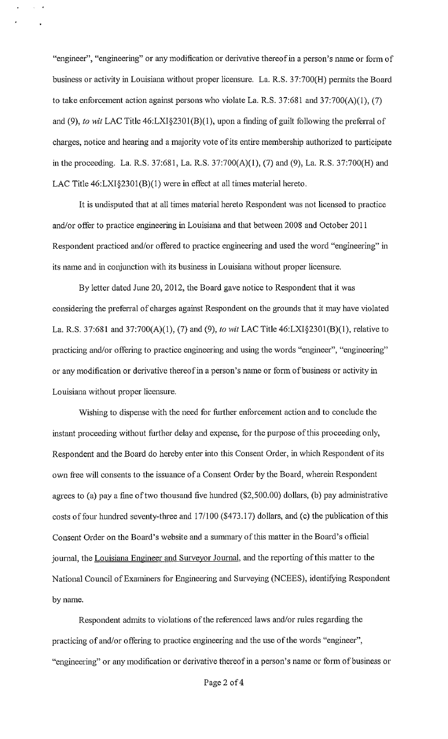"engineer", "engineering" or any modification or derivative thereof in a person's name or form of business or activity in Louisiana without proper licensure. La. R.S. 37:700(H) permits the Board to take enforcement action against persons who violate La. R.S. 37:681 and 37:700(A)(1), (7) and (9), *to wit* LAC Title 46:LXI§2301(B)(1), upon a finding of guilt following the preferral of charges, notice and hearing and a majority vote of its entire membership authorized to participate in the proceeding. La. R.S. 37:681, La. R.S. 37:700(A)(1), (7) and (9), La. R.S. 37:700(H) and LAC Title 46:LXI§2301(B)(1) were in effect at all times material hereto.

It is undisputed that at all times material hereto Respondent was not licensed to practice and/or offer to practice engineering in Louisiana and that between 2008 and October 2011 Respondent practiced and/or offered to practice engineering and used the word "engineering" in its name and in conjunction with its business in Louisiana without proper licensure.

By letter dated June 20, 2012, the Board gave notice to Respondent that it was considering the preferral of charges against Respondent on the grounds that it may have violated La. R.S. 37:681 and 37:700(A)(1), (7) and (9), *to wit* LAC Title 46:LXI§2301(B)(1), relative to practicing and/or offering to practice engineering and using the words "engineer", "engineering" or any modification or derivative thereof in a person's name or form of business or activity in Louisiana without proper licensure.

Wishing to dispense with the need for further enforcement action and to conclude the instant proceeding without further delay and expense, for the purpose of this proceeding only, Respondent and the Board do hereby enter into this Consent Order, in which Respondent of its own free will consents to the issuance of a Consent Order by the Board, wherein Respondent agrees to (a) pay a fine of two thousand five hundred ($2,500.00) dollars, (b) pay administrative costs of four hundred seventy-three and 17/100 ($473.17) dollars, and (c) the publication of this Consent Order on the Board's website and a summary of this matter in the Board's official journal, the Louisiana Engineer and Surveyor Journal, and the reporting of this matter to the National Council of Examiners for Engineering and Surveying (NCEES), identifying Respondent by name.

Respondent admits to violations of the referenced laws and/or rules regarding the practicing of and/or offering to practice engineering and the use of the words "engineer", "engineering" or any modification or derivative thereof in a person's name or form of business or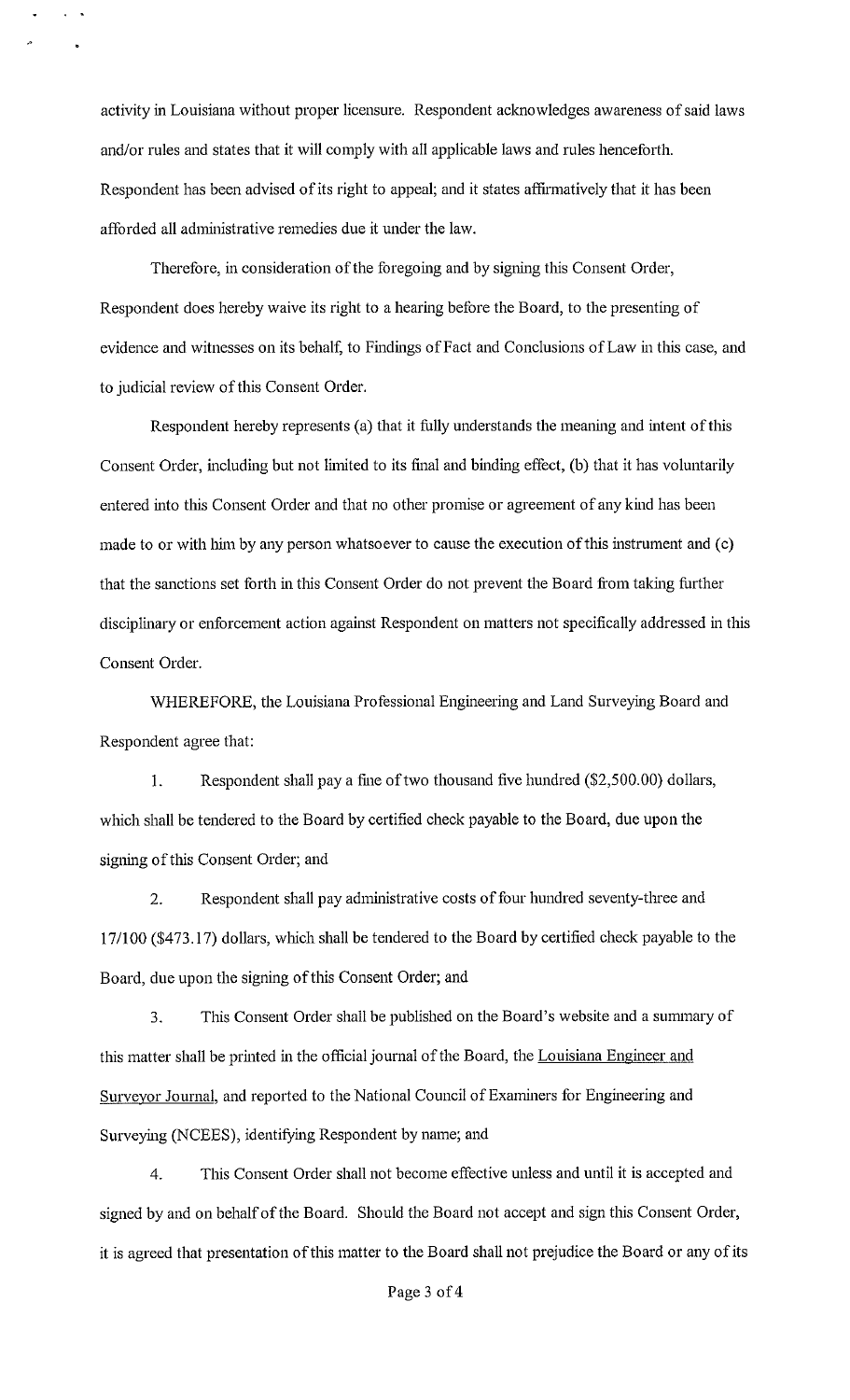activity in Louisiana without proper licensure. Respondent acknowledges awareness of said laws and/or rules and states that it will comply with all applicable laws and rules henceforth. Respondent has been advised of its right to appeal; and it states affirmatively that it has been afforded all administrative remedies due it under the law.

Therefore, in consideration of the foregoing and by signing this Consent Order, Respondent does hereby waive its right to a hearing before the Board, to the presenting of evidence and witnesses on its behalf, to Findings of Fact and Conclusions of Law in this case, and to judicial review of this Consent Order.

Respondent hereby represents (a) that it fully understands the meaning and intent of this Consent Order, including but not limited to its final and binding effect, (b) that it has voluntarily entered into this Consent Order and that no other promise or agreement of any kind has been made to or with him by any person whatsoever to cause the execution of this instrument and (c) that the sanctions set forth in this Consent Order do not prevent the Board from taking further disciplinary or enforcement action against Respondent on matters not specifically addressed in this Consent Order.

WHEREFORE, the Louisiana Professional Engineering and Land Surveying Board and Respondent agree that:

1. Respondent shall pay a fine of two thousand five hundred ($2,500.00) dollars, which shall be tendered to the Board by certified check payable to the Board, due upon the signing of this Consent Order; and

2. Respondent shall pay administrative costs of four hundred seventy-three and 17/100 ($473.17) dollars, which shall be tendered to the Board by certified check payable to the Board, due upon the signing of this Consent Order; and

3. This Consent Order shall be published on the Board's website and a summary of this matter shall be printed in the official journal of the Board, the Louisiana Engineer and Surveyor Journal, and reported to the National Council of Examiners for Engineering and Surveying (NCEES), identifying Respondent by name; and

4. This Consent Order shall not become effective unless and until it is accepted and signed by and on behalf of the Board. Should the Board not accept and sign this Consent Order, it is agreed that presentation of this matter to the Board shall not prejudice the Board or any of its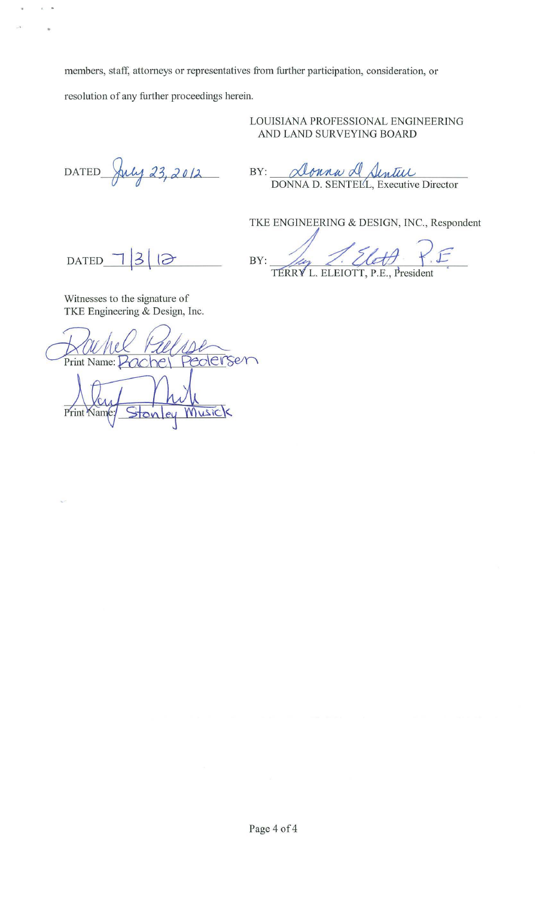members, staff, attorneys or representatives from further participation, consideration, or resolution of any further proceedings herein.

LOUISIANA PROFESSIONAL ENGINEERING AND LAND SURVEYING BOARD

DATED July 23, 2012

BY: Donna D. Sentell
DONNA D. SENTELL, Executive Director

TKE ENGINEERING & DESIGN, INC., Respondent

DATED 7/3/12

BY: Terry L. Eleiott P.E.
TERRY L. ELEIOTT, P.E., President

Witnesses to the signature of TKE Engineering & Design, Inc.

Rachel Pedersen
Print Name: Rachel Pedersen

Stanley Musick
Print Name: Stanley Musick